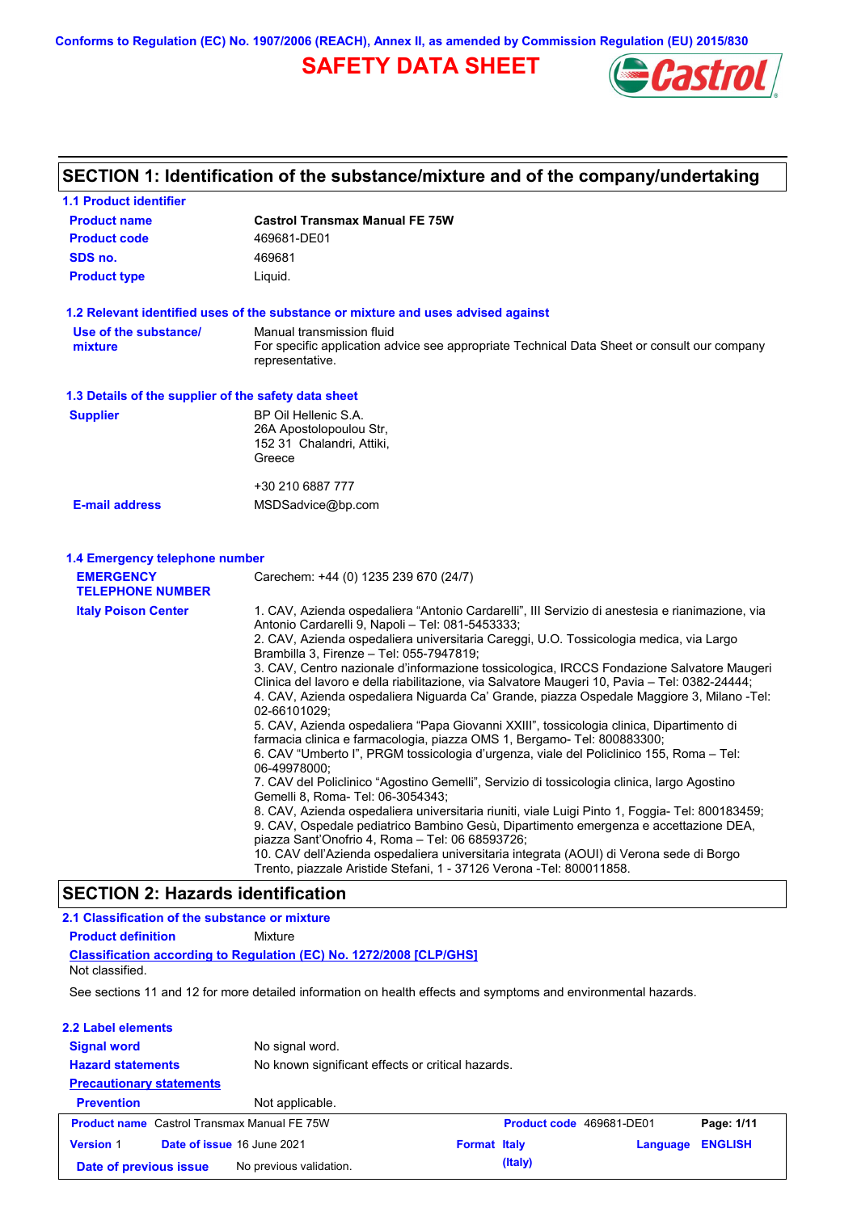Conforms to Regulation (EC) No. 1907/2006 (REACH), Annex II, as amended by Commission Regulation (EU) 2015/830

# SAFETY DATA SHEET

## SECTION 1: Identification of the substance/mixture and of the company/undertaking

### 1.1 Product identifier

| | |
|---|---|
| **Product name** | **Castrol Transmax Manual FE 75W** |
| **Product code** | 469681-DE01 |
| **SDS no.** | 469681 |
| **Product type** | Liquid. |

### 1.2 Relevant identified uses of the substance or mixture and uses advised against

| | |
|---|---|
| **Use of the substance/ mixture** | Manual transmission fluid<br>For specific application advice see appropriate Technical Data Sheet or consult our company representative. |

### 1.3 Details of the supplier of the safety data sheet

| | |
|---|---|
| **Supplier** | BP Oil Hellenic S.A.<br>26A Apostolopoulou Str,<br>152 31 Chalandri, Attiki,<br>Greece<br><br>+30 210 6887 777 |
| **E-mail address** | MSDSadvice@bp.com |

### 1.4 Emergency telephone number

| | |
|---|---|
| **EMERGENCY TELEPHONE NUMBER** | Carechem: +44 (0) 1235 239 670 (24/7) |
| **Italy Poison Center** | 1. CAV, Azienda ospedaliera “Antonio Cardarelli”, III Servizio di anestesia e rianimazione, via Antonio Cardarelli 9, Napoli – Tel: 081-5453333;<br>2. CAV, Azienda ospedaliera universitaria Careggi, U.O. Tossicologia medica, via Largo Brambilla 3, Firenze – Tel: 055-7947819;<br>3. CAV, Centro nazionale d'informazione tossicologica, IRCCS Fondazione Salvatore Maugeri Clinica del lavoro e della riabilitazione, via Salvatore Maugeri 10, Pavia – Tel: 0382-24444;<br>4. CAV, Azienda ospedaliera Niguarda Ca' Grande, piazza Ospedale Maggiore 3, Milano -Tel: 02-66101029;<br>5. CAV, Azienda ospedaliera “Papa Giovanni XXIII”, tossicologia clinica, Dipartimento di farmacia clinica e farmacologia, piazza OMS 1, Bergamo- Tel: 800883300;<br>6. CAV “Umberto I”, PRGM tossicologia d'urgenza, viale del Policlinico 155, Roma – Tel: 06-49978000;<br>7. CAV del Policlinico “Agostino Gemelli”, Servizio di tossicologia clinica, largo Agostino Gemelli 8, Roma- Tel: 06-3054343;<br>8. CAV, Azienda ospedaliera universitaria riuniti, viale Luigi Pinto 1, Foggia- Tel: 800183459;<br>9. CAV, Ospedale pediatrico Bambino Gesù, Dipartimento emergenza e accettazione DEA, piazza Sant'Onofrio 4, Roma – Tel: 06 68593726;<br>10. CAV dell'Azienda ospedaliera universitaria integrata (AOUI) di Verona sede di Borgo Trento, piazzale Aristide Stefani, 1 - 37126 Verona -Tel: 800011858. |

## SECTION 2: Hazards identification

### 2.1 Classification of the substance or mixture

**Product definition** Mixture

**Classification according to Regulation (EC) No. 1272/2008 [CLP/GHS]**

Not classified.

See sections 11 and 12 for more detailed information on health effects and symptoms and environmental hazards.

### 2.2 Label elements

| | |
|---|---|
| **Signal word** | No signal word. |
| **Hazard statements** | No known significant effects or critical hazards. |
| **Precautionary statements** | |
| **Prevention** | Not applicable. |

| | | | |
|---|---|---|---|
| **Product name** Castrol Transmax Manual FE 75W | | **Product code** 469681-DE01 | **Page: 1/11** |
| **Version** 1 | **Date of issue** 16 June 2021 | **Format Italy (Italy)** | **Language ENGLISH** |
| **Date of previous issue** | No previous validation. | | |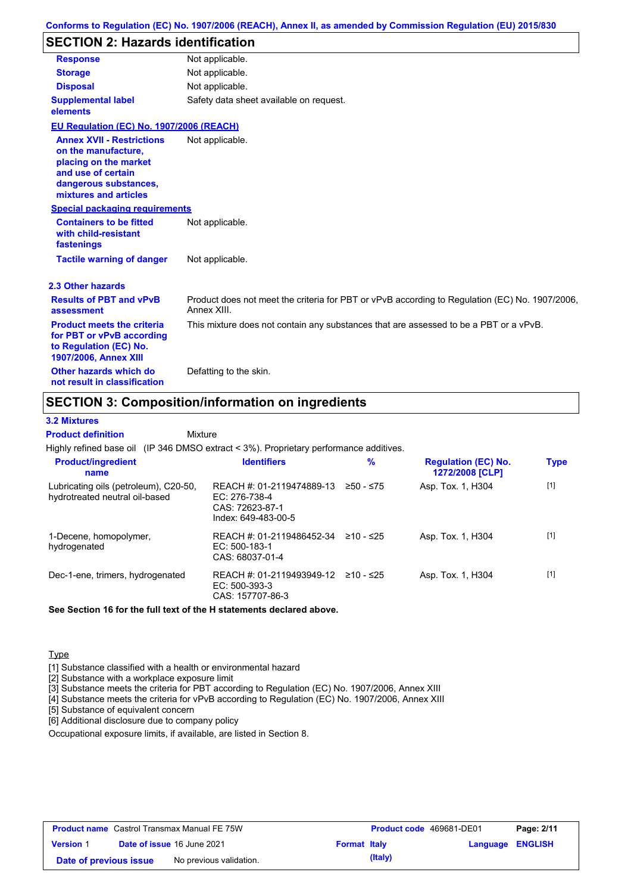## SECTION 2: Hazards identification

| | |
|---|---|
| **Response** | Not applicable. |
| **Storage** | Not applicable. |
| **Disposal** | Not applicable. |
| **Supplemental label elements** | Safety data sheet available on request. |

**EU Regulation (EC) No. 1907/2006 (REACH)**

| | |
|---|---|
| **Annex XVII - Restrictions on the manufacture, placing on the market and use of certain dangerous substances, mixtures and articles** | Not applicable. |

**Special packaging requirements**

| | |
|---|---|
| **Containers to be fitted with child-resistant fastenings** | Not applicable. |
| **Tactile warning of danger** | Not applicable. |

### 2.3 Other hazards

| | |
|---|---|
| **Results of PBT and vPvB assessment** | Product does not meet the criteria for PBT or vPvB according to Regulation (EC) No. 1907/2006, Annex XIII. |
| **Product meets the criteria for PBT or vPvB according to Regulation (EC) No. 1907/2006, Annex XIII** | This mixture does not contain any substances that are assessed to be a PBT or a vPvB. |
| **Other hazards which do not result in classification** | Defatting to the skin. |

## SECTION 3: Composition/information on ingredients

### 3.2 Mixtures

**Product definition** Mixture

Highly refined base oil (IP 346 DMSO extract < 3%). Proprietary performance additives.

| Product/ingredient name | Identifiers | % | Regulation (EC) No. 1272/2008 [CLP] | Type |
|---|---|---|---|---|
| Lubricating oils (petroleum), C20-50, hydrotreated neutral oil-based | REACH #: 01-2119474889-13<br>EC: 276-738-4<br>CAS: 72623-87-1<br>Index: 649-483-00-5 | ≥50 - ≤75 | Asp. Tox. 1, H304 | [1] |
| 1-Decene, homopolymer, hydrogenated | REACH #: 01-2119486452-34<br>EC: 500-183-1<br>CAS: 68037-01-4 | ≥10 - ≤25 | Asp. Tox. 1, H304 | [1] |
| Dec-1-ene, trimers, hydrogenated | REACH #: 01-2119493949-12<br>EC: 500-393-3<br>CAS: 157707-86-3 | ≥10 - ≤25 | Asp. Tox. 1, H304 | [1] |

**See Section 16 for the full text of the H statements declared above.**

Type

[1] Substance classified with a health or environmental hazard
[2] Substance with a workplace exposure limit
[3] Substance meets the criteria for PBT according to Regulation (EC) No. 1907/2006, Annex XIII
[4] Substance meets the criteria for vPvB according to Regulation (EC) No. 1907/2006, Annex XIII
[5] Substance of equivalent concern
[6] Additional disclosure due to company policy

Occupational exposure limits, if available, are listed in Section 8.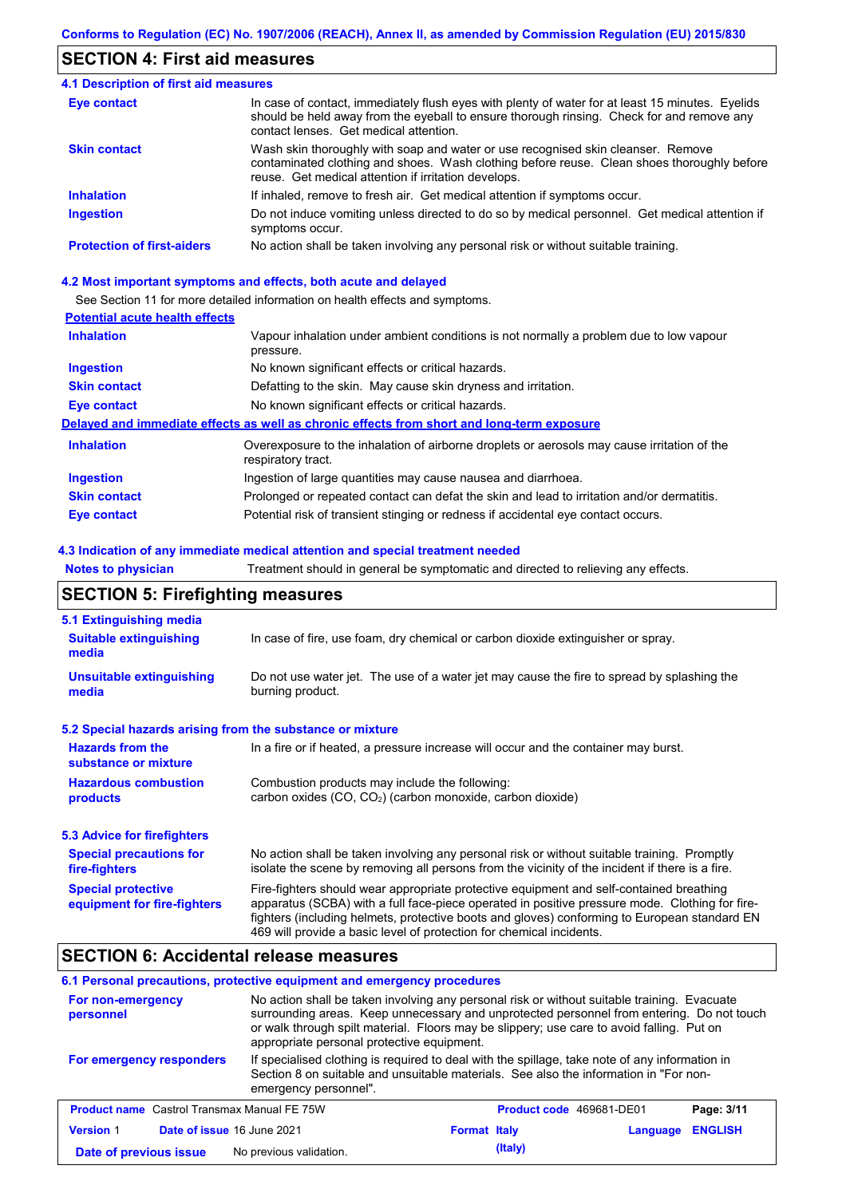Conforms to Regulation (EC) No. 1907/2006 (REACH), Annex II, as amended by Commission Regulation (EU) 2015/830

## SECTION 4: First aid measures

### 4.1 Description of first aid measures

| | |
|---|---|
| **Eye contact** | In case of contact, immediately flush eyes with plenty of water for at least 15 minutes. Eyelids should be held away from the eyeball to ensure thorough rinsing. Check for and remove any contact lenses. Get medical attention. |
| **Skin contact** | Wash skin thoroughly with soap and water or use recognised skin cleanser. Remove contaminated clothing and shoes. Wash clothing before reuse. Clean shoes thoroughly before reuse. Get medical attention if irritation develops. |
| **Inhalation** | If inhaled, remove to fresh air. Get medical attention if symptoms occur. |
| **Ingestion** | Do not induce vomiting unless directed to do so by medical personnel. Get medical attention if symptoms occur. |
| **Protection of first-aiders** | No action shall be taken involving any personal risk or without suitable training. |

### 4.2 Most important symptoms and effects, both acute and delayed

See Section 11 for more detailed information on health effects and symptoms.

**Potential acute health effects**

| | |
|---|---|
| **Inhalation** | Vapour inhalation under ambient conditions is not normally a problem due to low vapour pressure. |
| **Ingestion** | No known significant effects or critical hazards. |
| **Skin contact** | Defatting to the skin. May cause skin dryness and irritation. |
| **Eye contact** | No known significant effects or critical hazards. |

**Delayed and immediate effects as well as chronic effects from short and long-term exposure**

| | |
|---|---|
| **Inhalation** | Overexposure to the inhalation of airborne droplets or aerosols may cause irritation of the respiratory tract. |
| **Ingestion** | Ingestion of large quantities may cause nausea and diarrhoea. |
| **Skin contact** | Prolonged or repeated contact can defat the skin and lead to irritation and/or dermatitis. |
| **Eye contact** | Potential risk of transient stinging or redness if accidental eye contact occurs. |

### 4.3 Indication of any immediate medical attention and special treatment needed

| | |
|---|---|
| **Notes to physician** | Treatment should in general be symptomatic and directed to relieving any effects. |

## SECTION 5: Firefighting measures

### 5.1 Extinguishing media

| | |
|---|---|
| **Suitable extinguishing media** | In case of fire, use foam, dry chemical or carbon dioxide extinguisher or spray. |
| **Unsuitable extinguishing media** | Do not use water jet. The use of a water jet may cause the fire to spread by splashing the burning product. |

### 5.2 Special hazards arising from the substance or mixture

| | |
|---|---|
| **Hazards from the substance or mixture** | In a fire or if heated, a pressure increase will occur and the container may burst. |
| **Hazardous combustion products** | Combustion products may include the following: carbon oxides (CO, $CO_2$) (carbon monoxide, carbon dioxide) |

### 5.3 Advice for firefighters

| | |
|---|---|
| **Special precautions for fire-fighters** | No action shall be taken involving any personal risk or without suitable training. Promptly isolate the scene by removing all persons from the vicinity of the incident if there is a fire. |
| **Special protective equipment for fire-fighters** | Fire-fighters should wear appropriate protective equipment and self-contained breathing apparatus (SCBA) with a full face-piece operated in positive pressure mode. Clothing for fire-fighters (including helmets, protective boots and gloves) conforming to European standard EN 469 will provide a basic level of protection for chemical incidents. |

## SECTION 6: Accidental release measures

### 6.1 Personal precautions, protective equipment and emergency procedures

| | |
|---|---|
| **For non-emergency personnel** | No action shall be taken involving any personal risk or without suitable training. Evacuate surrounding areas. Keep unnecessary and unprotected personnel from entering. Do not touch or walk through spilt material. Floors may be slippery; use care to avoid falling. Put on appropriate personal protective equipment. |
| **For emergency responders** | If specialised clothing is required to deal with the spillage, take note of any information in Section 8 on suitable and unsuitable materials. See also the information in "For non-emergency personnel". |

| | | | |
|---|---|---|---|
| **Product name** Castrol Transmax Manual FE 75W | | **Product code** 469681-DE01 | |
| **Version** 1 | **Date of issue** 16 June 2021 | **Format** Italy (Italy) | **Language** ENGLISH |
| **Date of previous issue** | No previous validation. | | |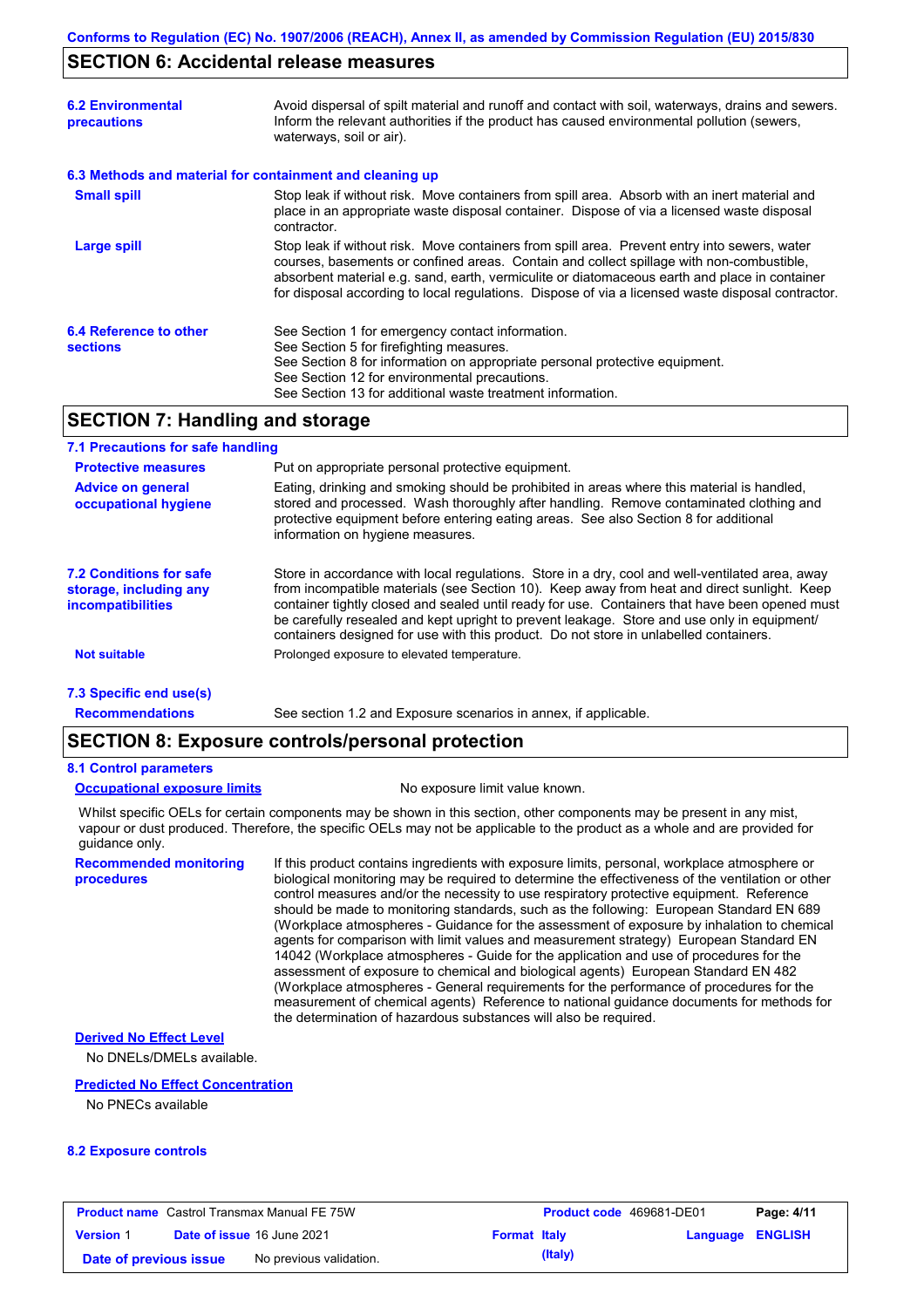## SECTION 6: Accidental release measures

**6.2 Environmental precautions**

Avoid dispersal of spilt material and runoff and contact with soil, waterways, drains and sewers. Inform the relevant authorities if the product has caused environmental pollution (sewers, waterways, soil or air).

**6.3 Methods and material for containment and cleaning up**

**Small spill**

Stop leak if without risk. Move containers from spill area. Absorb with an inert material and place in an appropriate waste disposal container. Dispose of via a licensed waste disposal contractor.

**Large spill**

Stop leak if without risk. Move containers from spill area. Prevent entry into sewers, water courses, basements or confined areas. Contain and collect spillage with non-combustible, absorbent material e.g. sand, earth, vermiculite or diatomaceous earth and place in container for disposal according to local regulations. Dispose of via a licensed waste disposal contractor.

**6.4 Reference to other sections**

See Section 1 for emergency contact information.
See Section 5 for firefighting measures.
See Section 8 for information on appropriate personal protective equipment.
See Section 12 for environmental precautions.
See Section 13 for additional waste treatment information.

## SECTION 7: Handling and storage

**7.1 Precautions for safe handling**

**Protective measures**

Put on appropriate personal protective equipment.

**Advice on general occupational hygiene**

Eating, drinking and smoking should be prohibited in areas where this material is handled, stored and processed. Wash thoroughly after handling. Remove contaminated clothing and protective equipment before entering eating areas. See also Section 8 for additional information on hygiene measures.

**7.2 Conditions for safe storage, including any incompatibilities**

Store in accordance with local regulations. Store in a dry, cool and well-ventilated area, away from incompatible materials (see Section 10). Keep away from heat and direct sunlight. Keep container tightly closed and sealed until ready for use. Containers that have been opened must be carefully resealed and kept upright to prevent leakage. Store and use only in equipment/ containers designed for use with this product. Do not store in unlabelled containers.

**Not suitable**

Prolonged exposure to elevated temperature.

**7.3 Specific end use(s)**

**Recommendations**

See section 1.2 and Exposure scenarios in annex, if applicable.

## SECTION 8: Exposure controls/personal protection

**8.1 Control parameters**

**Occupational exposure limits**

No exposure limit value known.

Whilst specific OELs for certain components may be shown in this section, other components may be present in any mist, vapour or dust produced. Therefore, the specific OELs may not be applicable to the product as a whole and are provided for guidance only.

**Recommended monitoring procedures**

If this product contains ingredients with exposure limits, personal, workplace atmosphere or biological monitoring may be required to determine the effectiveness of the ventilation or other control measures and/or the necessity to use respiratory protective equipment. Reference should be made to monitoring standards, such as the following: European Standard EN 689 (Workplace atmospheres - Guidance for the assessment of exposure by inhalation to chemical agents for comparison with limit values and measurement strategy) European Standard EN 14042 (Workplace atmospheres - Guide for the application and use of procedures for the assessment of exposure to chemical and biological agents) European Standard EN 482 (Workplace atmospheres - General requirements for the performance of procedures for the measurement of chemical agents) Reference to national guidance documents for methods for the determination of hazardous substances will also be required.

**Derived No Effect Level**

No DNELs/DMELs available.

**Predicted No Effect Concentration**

No PNECs available

**8.2 Exposure controls**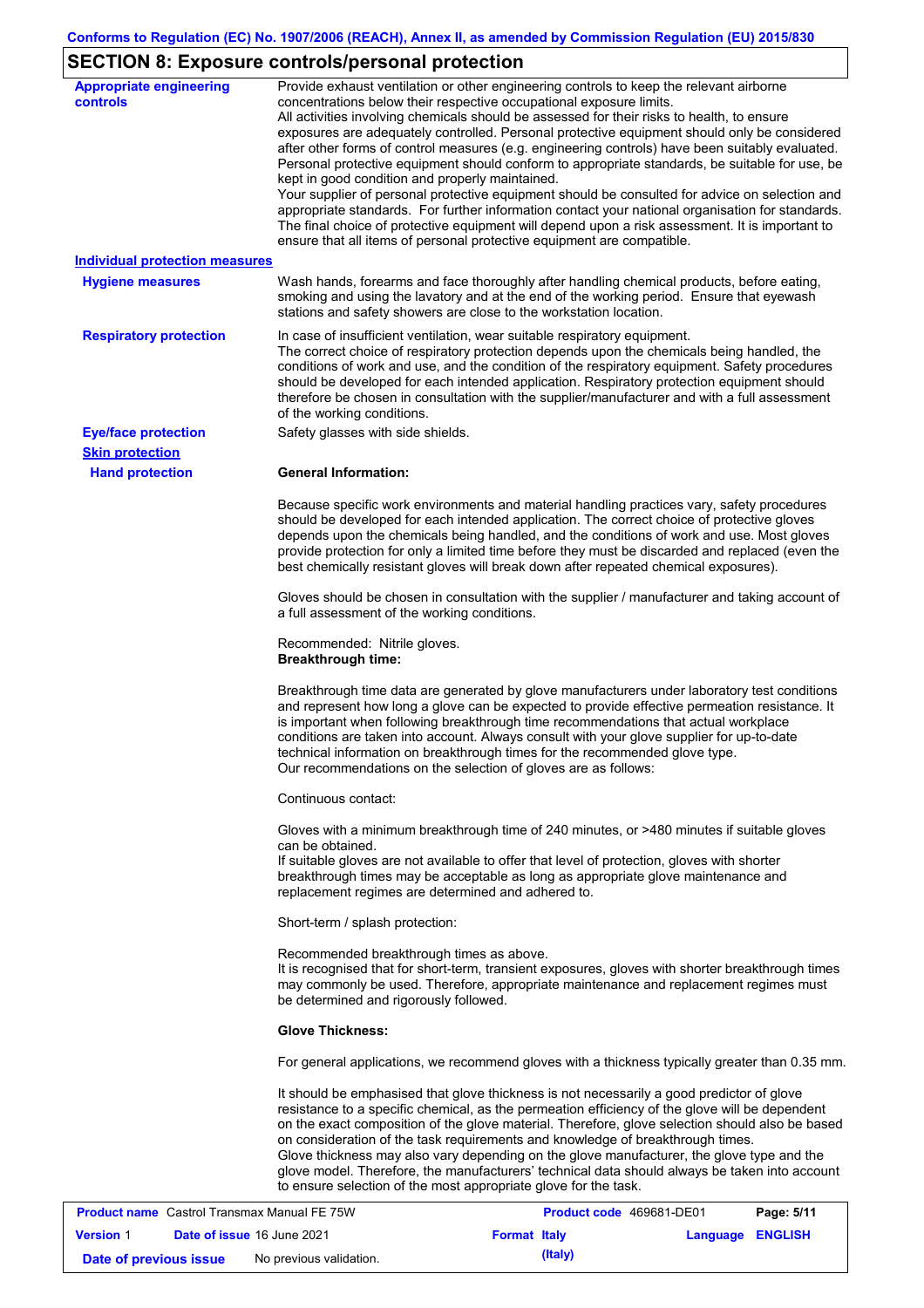## SECTION 8: Exposure controls/personal protection

**Appropriate engineering controls**

Provide exhaust ventilation or other engineering controls to keep the relevant airborne concentrations below their respective occupational exposure limits.
All activities involving chemicals should be assessed for their risks to health, to ensure exposures are adequately controlled. Personal protective equipment should only be considered after other forms of control measures (e.g. engineering controls) have been suitably evaluated. Personal protective equipment should conform to appropriate standards, be suitable for use, be kept in good condition and properly maintained.
Your supplier of personal protective equipment should be consulted for advice on selection and appropriate standards. For further information contact your national organisation for standards. The final choice of protective equipment will depend upon a risk assessment. It is important to ensure that all items of personal protective equipment are compatible.

**Individual protection measures**

**Hygiene measures**

Wash hands, forearms and face thoroughly after handling chemical products, before eating, smoking and using the lavatory and at the end of the working period. Ensure that eyewash stations and safety showers are close to the workstation location.

**Respiratory protection**

In case of insufficient ventilation, wear suitable respiratory equipment.
The correct choice of respiratory protection depends upon the chemicals being handled, the conditions of work and use, and the condition of the respiratory equipment. Safety procedures should be developed for each intended application. Respiratory protection equipment should therefore be chosen in consultation with the supplier/manufacturer and with a full assessment of the working conditions.

**Eye/face protection**

Safety glasses with side shields.

**Skin protection**

**Hand protection**

**General Information:**

Because specific work environments and material handling practices vary, safety procedures should be developed for each intended application. The correct choice of protective gloves depends upon the chemicals being handled, and the conditions of work and use. Most gloves provide protection for only a limited time before they must be discarded and replaced (even the best chemically resistant gloves will break down after repeated chemical exposures).

Gloves should be chosen in consultation with the supplier / manufacturer and taking account of a full assessment of the working conditions.

Recommended: Nitrile gloves.
**Breakthrough time:**

Breakthrough time data are generated by glove manufacturers under laboratory test conditions and represent how long a glove can be expected to provide effective permeation resistance. It is important when following breakthrough time recommendations that actual workplace conditions are taken into account. Always consult with your glove supplier for up-to-date technical information on breakthrough times for the recommended glove type.
Our recommendations on the selection of gloves are as follows:

Continuous contact:

Gloves with a minimum breakthrough time of 240 minutes, or >480 minutes if suitable gloves can be obtained.
If suitable gloves are not available to offer that level of protection, gloves with shorter breakthrough times may be acceptable as long as appropriate glove maintenance and replacement regimes are determined and adhered to.

Short-term / splash protection:

Recommended breakthrough times as above.
It is recognised that for short-term, transient exposures, gloves with shorter breakthrough times may commonly be used. Therefore, appropriate maintenance and replacement regimes must be determined and rigorously followed.

**Glove Thickness:**

For general applications, we recommend gloves with a thickness typically greater than 0.35 mm.

It should be emphasised that glove thickness is not necessarily a good predictor of glove resistance to a specific chemical, as the permeation efficiency of the glove will be dependent on the exact composition of the glove material. Therefore, glove selection should also be based on consideration of the task requirements and knowledge of breakthrough times.
Glove thickness may also vary depending on the glove manufacturer, the glove type and the glove model. Therefore, the manufacturers' technical data should always be taken into account to ensure selection of the most appropriate glove for the task.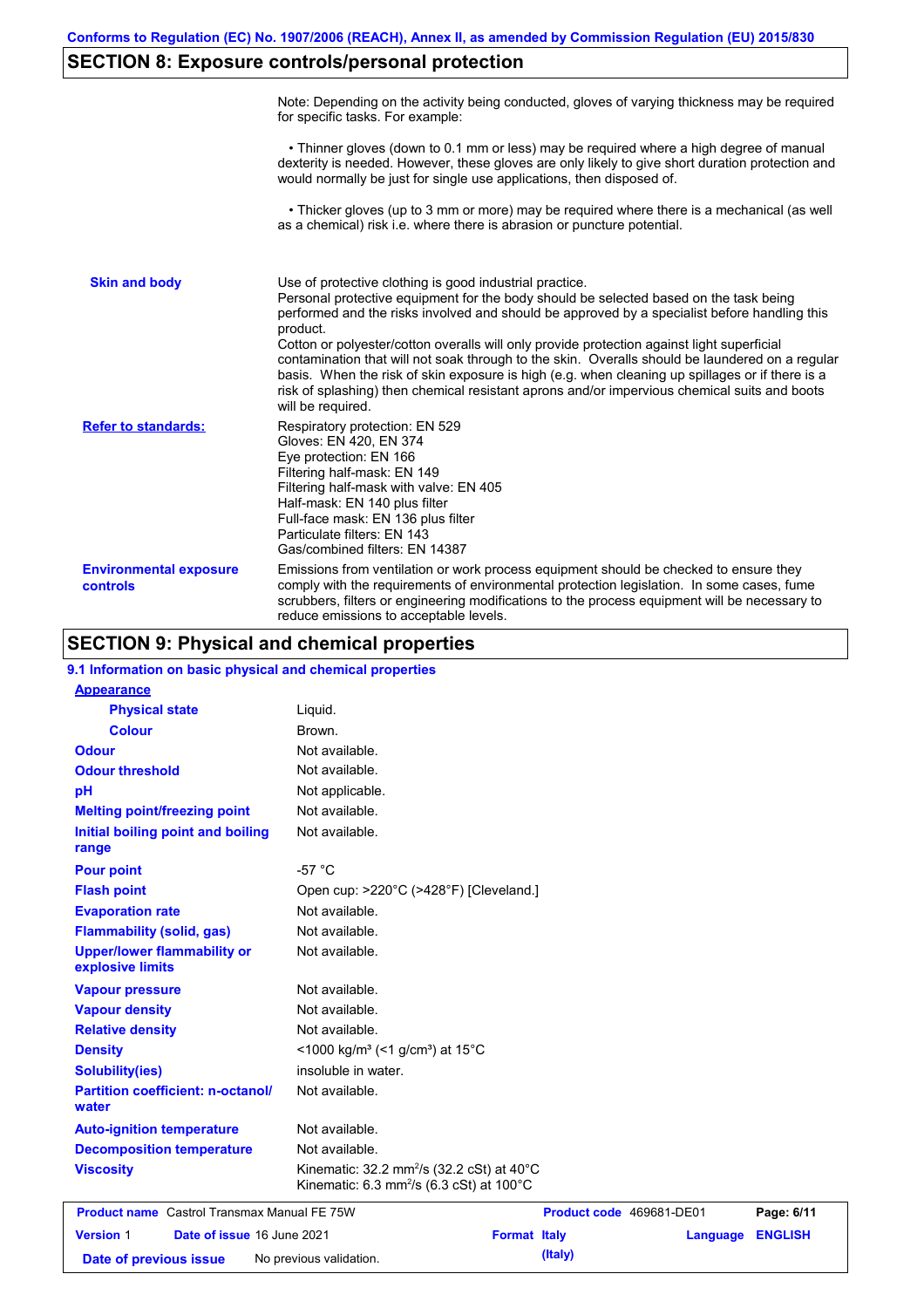Conforms to Regulation (EC) No. 1907/2006 (REACH), Annex II, as amended by Commission Regulation (EU) 2015/830

## SECTION 8: Exposure controls/personal protection

Note: Depending on the activity being conducted, gloves of varying thickness may be required for specific tasks. For example:

- Thinner gloves (down to 0.1 mm or less) may be required where a high degree of manual dexterity is needed. However, these gloves are only likely to give short duration protection and would normally be just for single use applications, then disposed of.
- Thicker gloves (up to 3 mm or more) may be required where there is a mechanical (as well as a chemical) risk i.e. where there is abrasion or puncture potential.

**Skin and body**

Use of protective clothing is good industrial practice.
Personal protective equipment for the body should be selected based on the task being performed and the risks involved and should be approved by a specialist before handling this product.
Cotton or polyester/cotton overalls will only provide protection against light superficial contamination that will not soak through to the skin. Overalls should be laundered on a regular basis. When the risk of skin exposure is high (e.g. when cleaning up spillages or if there is a risk of splashing) then chemical resistant aprons and/or impervious chemical suits and boots will be required.

**Refer to standards:**

Respiratory protection: EN 529
Gloves: EN 420, EN 374
Eye protection: EN 166
Filtering half-mask: EN 149
Filtering half-mask with valve: EN 405
Half-mask: EN 140 plus filter
Full-face mask: EN 136 plus filter
Particulate filters: EN 143
Gas/combined filters: EN 14387

**Environmental exposure controls**

Emissions from ventilation or work process equipment should be checked to ensure they comply with the requirements of environmental protection legislation. In some cases, fume scrubbers, filters or engineering modifications to the process equipment will be necessary to reduce emissions to acceptable levels.

## SECTION 9: Physical and chemical properties

### 9.1 Information on basic physical and chemical properties

| Property | Value |
|---|---|
| **Appearance** | |
| Physical state | Liquid. |
| Colour | Brown. |
| Odour | Not available. |
| Odour threshold | Not available. |
| pH | Not applicable. |
| Melting point/freezing point | Not available. |
| Initial boiling point and boiling range | Not available. |
| Pour point | -57 °C |
| Flash point | Open cup: >220°C (>428°F) [Cleveland.] |
| Evaporation rate | Not available. |
| Flammability (solid, gas) | Not available. |
| Upper/lower flammability or explosive limits | Not available. |
| Vapour pressure | Not available. |
| Vapour density | Not available. |
| Relative density | Not available. |
| Density | <1000 kg/m³ (<1 g/cm³) at 15°C |
| Solubility(ies) | insoluble in water. |
| Partition coefficient: n-octanol/water | Not available. |
| Auto-ignition temperature | Not available. |
| Decomposition temperature | Not available. |
| Viscosity | Kinematic: 32.2 $mm^2/s$ (32.2 cSt) at 40°C<br>Kinematic: 6.3 $mm^2/s$ (6.3 cSt) at 100°C |

| Product name | Castrol Transmax Manual FE 75W | Product code | 469681-DE01 |
|---|---|---|---|
| Version | 1 | Date of issue | 16 June 2021 |
| Format | Italy (Italy) | Language | ENGLISH |
| Date of previous issue | No previous validation. | | |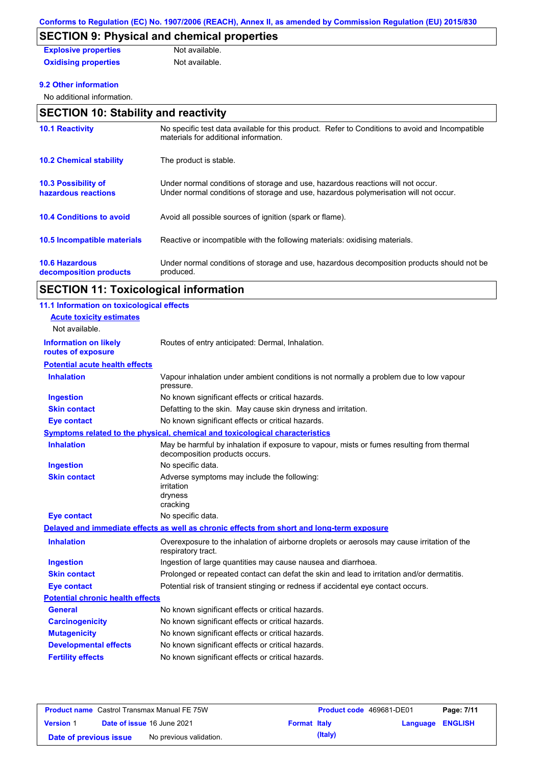## SECTION 9: Physical and chemical properties

| | |
|---|---|
| **Explosive properties** | Not available. |
| **Oxidising properties** | Not available. |

**9.2 Other information**

No additional information.

## SECTION 10: Stability and reactivity

| | |
|---|---|
| **10.1 Reactivity** | No specific test data available for this product. Refer to Conditions to avoid and Incompatible materials for additional information. |
| **10.2 Chemical stability** | The product is stable. |
| **10.3 Possibility of hazardous reactions** | Under normal conditions of storage and use, hazardous reactions will not occur. Under normal conditions of storage and use, hazardous polymerisation will not occur. |
| **10.4 Conditions to avoid** | Avoid all possible sources of ignition (spark or flame). |
| **10.5 Incompatible materials** | Reactive or incompatible with the following materials: oxidising materials. |
| **10.6 Hazardous decomposition products** | Under normal conditions of storage and use, hazardous decomposition products should not be produced. |

## SECTION 11: Toxicological information

**11.1 Information on toxicological effects**

**Acute toxicity estimates**

Not available.

| | |
|---|---|
| **Information on likely routes of exposure** | Routes of entry anticipated: Dermal, Inhalation. |

**Potential acute health effects**

| | |
|---|---|
| **Inhalation** | Vapour inhalation under ambient conditions is not normally a problem due to low vapour pressure. |
| **Ingestion** | No known significant effects or critical hazards. |
| **Skin contact** | Defatting to the skin. May cause skin dryness and irritation. |
| **Eye contact** | No known significant effects or critical hazards. |

**Symptoms related to the physical, chemical and toxicological characteristics**

| | |
|---|---|
| **Inhalation** | May be harmful by inhalation if exposure to vapour, mists or fumes resulting from thermal decomposition products occurs. |
| **Ingestion** | No specific data. |
| **Skin contact** | Adverse symptoms may include the following: irritation dryness cracking |
| **Eye contact** | No specific data. |

**Delayed and immediate effects as well as chronic effects from short and long-term exposure**

| | |
|---|---|
| **Inhalation** | Overexposure to the inhalation of airborne droplets or aerosols may cause irritation of the respiratory tract. |
| **Ingestion** | Ingestion of large quantities may cause nausea and diarrhoea. |
| **Skin contact** | Prolonged or repeated contact can defat the skin and lead to irritation and/or dermatitis. |
| **Eye contact** | Potential risk of transient stinging or redness if accidental eye contact occurs. |

**Potential chronic health effects**

| | |
|---|---|
| **General** | No known significant effects or critical hazards. |
| **Carcinogenicity** | No known significant effects or critical hazards. |
| **Mutagenicity** | No known significant effects or critical hazards. |
| **Developmental effects** | No known significant effects or critical hazards. |
| **Fertility effects** | No known significant effects or critical hazards. |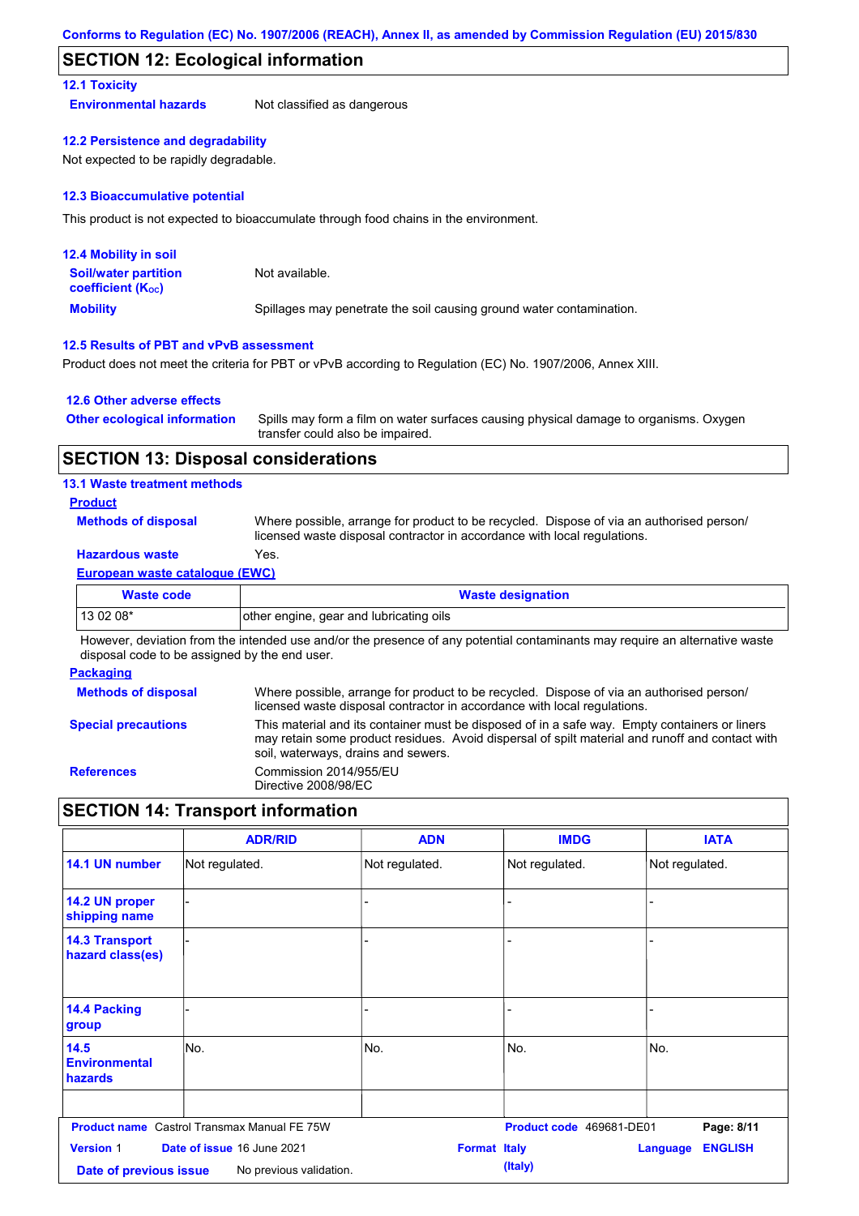Conforms to Regulation (EC) No. 1907/2006 (REACH), Annex II, as amended by Commission Regulation (EU) 2015/830

## SECTION 12: Ecological information

### 12.1 Toxicity

**Environmental hazards** Not classified as dangerous

### 12.2 Persistence and degradability

Not expected to be rapidly degradable.

### 12.3 Bioaccumulative potential

This product is not expected to bioaccumulate through food chains in the environment.

### 12.4 Mobility in soil

**Soil/water partition coefficient ($K_{OC}$)** Not available.

**Mobility** Spillages may penetrate the soil causing ground water contamination.

### 12.5 Results of PBT and vPvB assessment

Product does not meet the criteria for PBT or vPvB according to Regulation (EC) No. 1907/2006, Annex XIII.

### 12.6 Other adverse effects

**Other ecological information** Spills may form a film on water surfaces causing physical damage to organisms. Oxygen transfer could also be impaired.

## SECTION 13: Disposal considerations

### 13.1 Waste treatment methods

**Product**

**Methods of disposal** Where possible, arrange for product to be recycled. Dispose of via an authorised person/ licensed waste disposal contractor in accordance with local regulations.

**Hazardous waste** Yes.

**European waste catalogue (EWC)**

| Waste code | Waste designation |
|---|---|
| 13 02 08* | other engine, gear and lubricating oils |

However, deviation from the intended use and/or the presence of any potential contaminants may require an alternative waste disposal code to be assigned by the end user.

**Packaging**

**Methods of disposal** Where possible, arrange for product to be recycled. Dispose of via an authorised person/ licensed waste disposal contractor in accordance with local regulations.

**Special precautions** This material and its container must be disposed of in a safe way. Empty containers or liners may retain some product residues. Avoid dispersal of spilt material and runoff and contact with soil, waterways, drains and sewers.

**References** Commission 2014/955/EU
Directive 2008/98/EC

## SECTION 14: Transport information

| | ADR/RID | ADN | IMDG | IATA |
|---|---|---|---|---|
| 14.1 UN number | Not regulated. | Not regulated. | Not regulated. | Not regulated. |
| 14.2 UN proper shipping name | - | - | - | - |
| 14.3 Transport hazard class(es) | - | - | - | - |
| 14.4 Packing group | - | - | - | - |
| 14.5 Environmental hazards | No. | No. | No. | No. |
| | | | | |

**Product name** Castrol Transmax Manual FE 75W **Product code** 469681-DE01
**Version** 1 **Date of issue** 16 June 2021 **Format** Italy (Italy) **Language** ENGLISH
**Date of previous issue** No previous validation.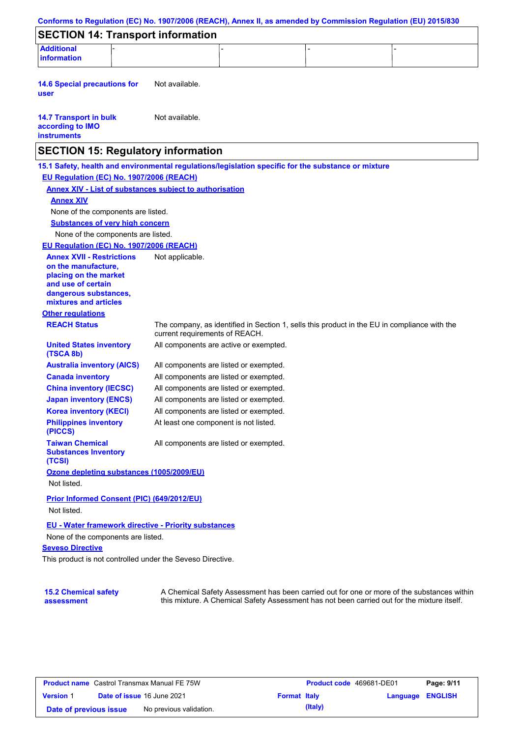## SECTION 14: Transport information

| Additional information | - | - | - | - |
|---|---|---|---|---|

**14.6 Special precautions for user** Not available.

**14.7 Transport in bulk according to IMO instruments** Not available.

## SECTION 15: Regulatory information

**15.1 Safety, health and environmental regulations/legislation specific for the substance or mixture**

**EU Regulation (EC) No. 1907/2006 (REACH)**

**Annex XIV - List of substances subject to authorisation**

**Annex XIV**

None of the components are listed.

**Substances of very high concern**

None of the components are listed.

**EU Regulation (EC) No. 1907/2006 (REACH)**

**Annex XVII - Restrictions on the manufacture, placing on the market and use of certain dangerous substances, mixtures and articles** Not applicable.

**Other regulations**

| | |
|---|---|
| **REACH Status** | The company, as identified in Section 1, sells this product in the EU in compliance with the current requirements of REACH. |
| **United States inventory (TSCA 8b)** | All components are active or exempted. |
| **Australia inventory (AICS)** | All components are listed or exempted. |
| **Canada inventory** | All components are listed or exempted. |
| **China inventory (IECSC)** | All components are listed or exempted. |
| **Japan inventory (ENCS)** | All components are listed or exempted. |
| **Korea inventory (KECI)** | All components are listed or exempted. |
| **Philippines inventory (PICCS)** | At least one component is not listed. |
| **Taiwan Chemical Substances Inventory (TCSI)** | All components are listed or exempted. |

**Ozone depleting substances (1005/2009/EU)**

Not listed.

**Prior Informed Consent (PIC) (649/2012/EU)**

Not listed.

**EU - Water framework directive - Priority substances**

None of the components are listed.

**Seveso Directive**

This product is not controlled under the Seveso Directive.

**15.2 Chemical safety assessment** A Chemical Safety Assessment has been carried out for one or more of the substances within this mixture. A Chemical Safety Assessment has not been carried out for the mixture itself.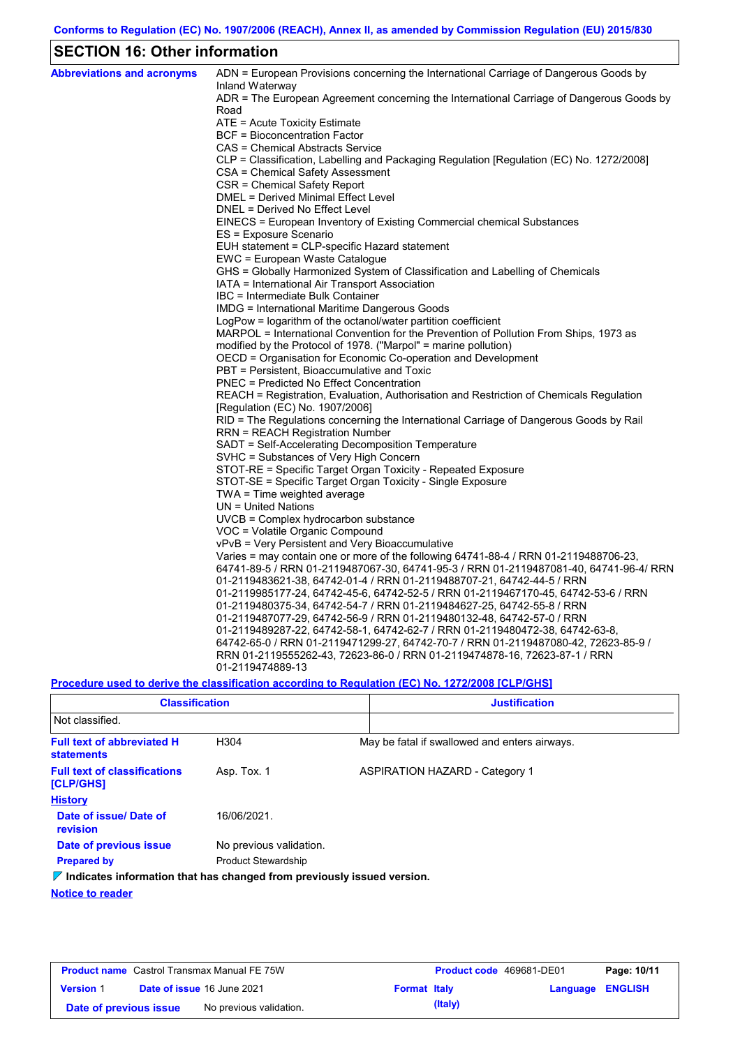Conforms to Regulation (EC) No. 1907/2006 (REACH), Annex II, as amended by Commission Regulation (EU) 2015/830

## SECTION 16: Other information

**Abbreviations and acronyms**

ADN = European Provisions concerning the International Carriage of Dangerous Goods by Inland Waterway
ADR = The European Agreement concerning the International Carriage of Dangerous Goods by Road
ATE = Acute Toxicity Estimate
BCF = Bioconcentration Factor
CAS = Chemical Abstracts Service
CLP = Classification, Labelling and Packaging Regulation [Regulation (EC) No. 1272/2008]
CSA = Chemical Safety Assessment
CSR = Chemical Safety Report
DMEL = Derived Minimal Effect Level
DNEL = Derived No Effect Level
EINECS = European Inventory of Existing Commercial chemical Substances
ES = Exposure Scenario
EUH statement = CLP-specific Hazard statement
EWC = European Waste Catalogue
GHS = Globally Harmonized System of Classification and Labelling of Chemicals
IATA = International Air Transport Association
IBC = Intermediate Bulk Container
IMDG = International Maritime Dangerous Goods
LogPow = logarithm of the octanol/water partition coefficient
MARPOL = International Convention for the Prevention of Pollution From Ships, 1973 as modified by the Protocol of 1978. ("Marpol" = marine pollution)
OECD = Organisation for Economic Co-operation and Development
PBT = Persistent, Bioaccumulative and Toxic
PNEC = Predicted No Effect Concentration
REACH = Registration, Evaluation, Authorisation and Restriction of Chemicals Regulation [Regulation (EC) No. 1907/2006]
RID = The Regulations concerning the International Carriage of Dangerous Goods by Rail
RRN = REACH Registration Number
SADT = Self-Accelerating Decomposition Temperature
SVHC = Substances of Very High Concern
STOT-RE = Specific Target Organ Toxicity - Repeated Exposure
STOT-SE = Specific Target Organ Toxicity - Single Exposure
TWA = Time weighted average
UN = United Nations
UVCB = Complex hydrocarbon substance
VOC = Volatile Organic Compound
vPvB = Very Persistent and Very Bioaccumulative
Varies = may contain one or more of the following 64741-88-4 / RRN 01-2119488706-23, 64741-89-5 / RRN 01-2119487067-30, 64741-95-3 / RRN 01-2119487081-40, 64741-96-4/ RRN 01-2119483621-38, 64742-01-4 / RRN 01-2119488707-21, 64742-44-5 / RRN 01-2119985177-24, 64742-45-6, 64742-52-5 / RRN 01-2119467170-45, 64742-53-6 / RRN 01-2119480375-34, 64742-54-7 / RRN 01-2119484627-25, 64742-55-8 / RRN 01-2119487077-29, 64742-56-9 / RRN 01-2119480132-48, 64742-57-0 / RRN 01-2119489287-22, 64742-58-1, 64742-62-7 / RRN 01-2119480472-38, 64742-63-8, 64742-65-0 / RRN 01-2119471299-27, 64742-70-7 / RRN 01-2119487080-42, 72623-85-9 / RRN 01-2119555262-43, 72623-86-0 / RRN 01-2119474878-16, 72623-87-1 / RRN 01-2119474889-13

**Procedure used to derive the classification according to Regulation (EC) No. 1272/2008 [CLP/GHS]**

| Classification | Justification |
|---|---|
| Not classified. | |

**Full text of abbreviated H statements**

H304 — May be fatal if swallowed and enters airways.

**Full text of classifications [CLP/GHS]**

Asp. Tox. 1 — ASPIRATION HAZARD - Category 1

**History**

**Date of issue/ Date of revision**: 16/06/2021.

**Date of previous issue**: No previous validation.

**Prepared by**: Product Stewardship

▼ **Indicates information that has changed from previously issued version.**

**Notice to reader**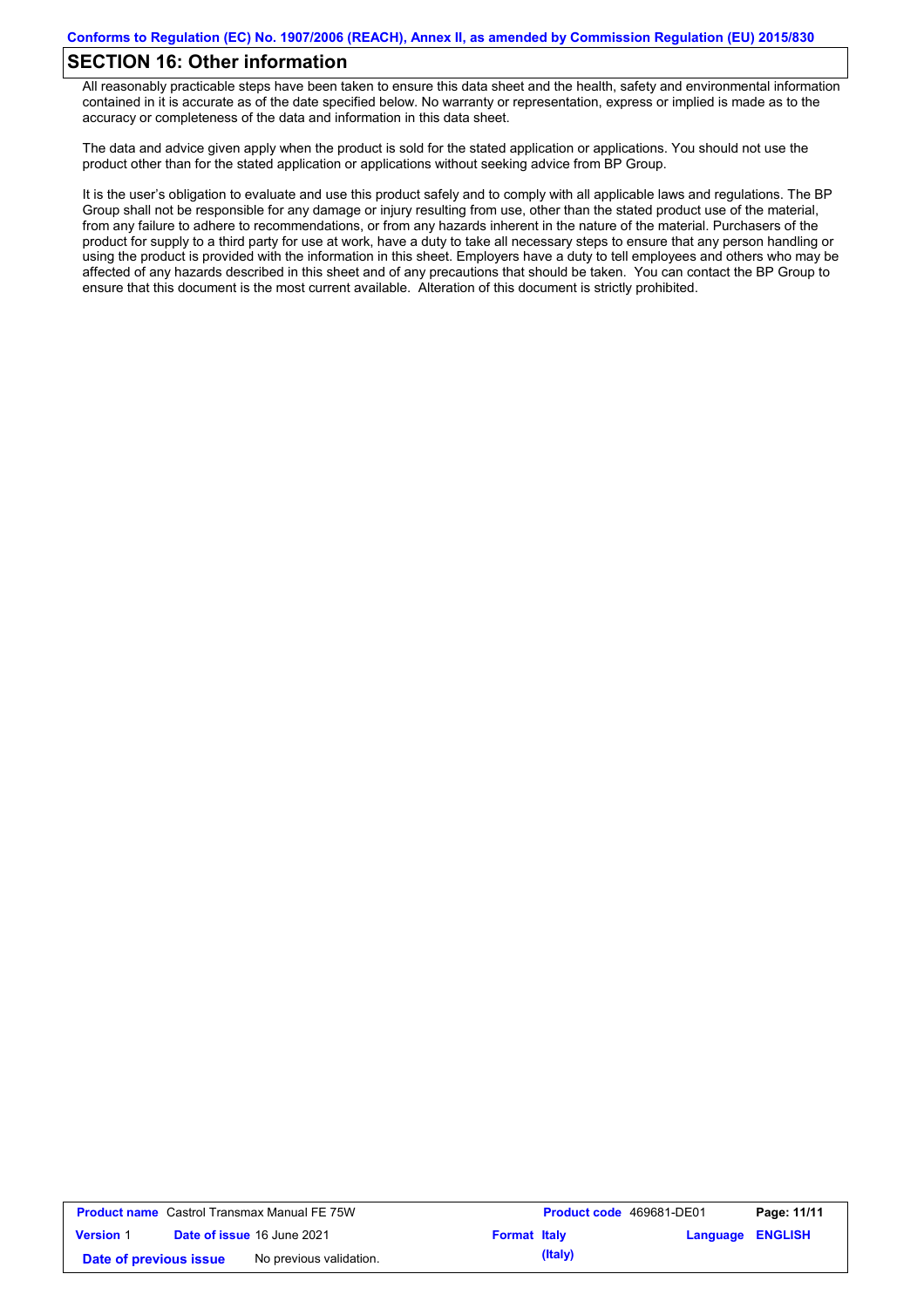## SECTION 16: Other information

All reasonably practicable steps have been taken to ensure this data sheet and the health, safety and environmental information contained in it is accurate as of the date specified below. No warranty or representation, express or implied is made as to the accuracy or completeness of the data and information in this data sheet.

The data and advice given apply when the product is sold for the stated application or applications. You should not use the product other than for the stated application or applications without seeking advice from BP Group.

It is the user's obligation to evaluate and use this product safely and to comply with all applicable laws and regulations. The BP Group shall not be responsible for any damage or injury resulting from use, other than the stated product use of the material, from any failure to adhere to recommendations, or from any hazards inherent in the nature of the material. Purchasers of the product for supply to a third party for use at work, have a duty to take all necessary steps to ensure that any person handling or using the product is provided with the information in this sheet. Employers have a duty to tell employees and others who may be affected of any hazards described in this sheet and of any precautions that should be taken. You can contact the BP Group to ensure that this document is the most current available. Alteration of this document is strictly prohibited.